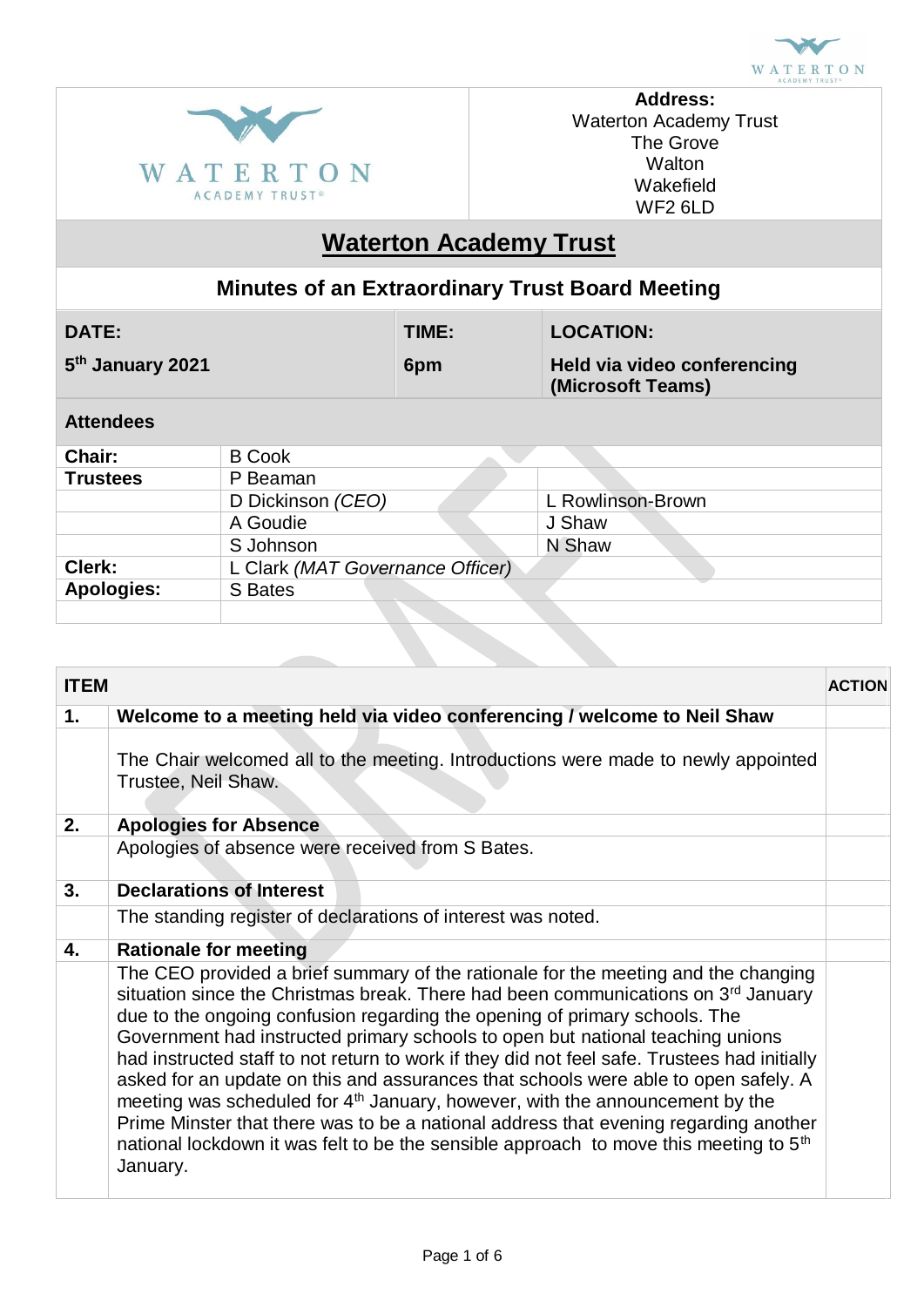**Address:**
Waterton Academy Trust
The Grove
Walton
Wakefield
WF2 6LD

# Waterton Academy Trust

## Minutes of an Extraordinary Trust Board Meeting

| DATE: | TIME: | LOCATION: |
|---|---|---|
| 5th January 2021 | 6pm | Held via video conferencing (Microsoft Teams) |

**Attendees**

| | | |
|---|---|---|
| **Chair:** | B Cook | |
| **Trustees** | P Beaman | |
| | D Dickinson *(CEO)* | L Rowlinson-Brown |
| | A Goudie | J Shaw |
| | S Johnson | N Shaw |
| **Clerk:** | L Clark *(MAT Governance Officer)* | |
| **Apologies:** | S Bates | |

| ITEM | | ACTION |
|---|---|---|
| **1.** | **Welcome to a meeting held via video conferencing / welcome to Neil Shaw** | |
| | The Chair welcomed all to the meeting. Introductions were made to newly appointed Trustee, Neil Shaw. | |
| **2.** | **Apologies for Absence** | |
| | Apologies of absence were received from S Bates. | |
| **3.** | **Declarations of Interest** | |
| | The standing register of declarations of interest was noted. | |
| **4.** | **Rationale for meeting** | |
| | The CEO provided a brief summary of the rationale for the meeting and the changing situation since the Christmas break. There had been communications on 3rd January due to the ongoing confusion regarding the opening of primary schools. The Government had instructed primary schools to open but national teaching unions had instructed staff to not return to work if they did not feel safe. Trustees had initially asked for an update on this and assurances that schools were able to open safely. A meeting was scheduled for 4th January, however, with the announcement by the Prime Minster that there was to be a national address that evening regarding another national lockdown it was felt to be the sensible approach to move this meeting to 5th January. | |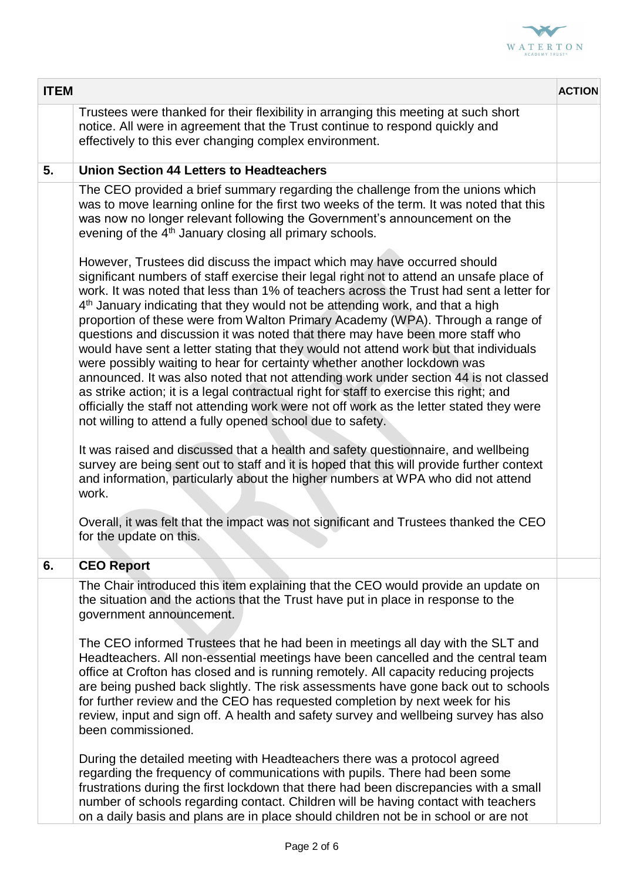| ITEM | | ACTION |
|---|---|---|
| | Trustees were thanked for their flexibility in arranging this meeting at such short notice. All were in agreement that the Trust continue to respond quickly and effectively to this ever changing complex environment. | |
| **5.** | **Union Section 44 Letters to Headteachers** | |
| | The CEO provided a brief summary regarding the challenge from the unions which was to move learning online for the first two weeks of the term. It was noted that this was now no longer relevant following the Government's announcement on the evening of the 4th January closing all primary schools.<br><br>However, Trustees did discuss the impact which may have occurred should significant numbers of staff exercise their legal right not to attend an unsafe place of work. It was noted that less than 1% of teachers across the Trust had sent a letter for 4th January indicating that they would not be attending work, and that a high proportion of these were from Walton Primary Academy (WPA). Through a range of questions and discussion it was noted that there may have been more staff who would have sent a letter stating that they would not attend work but that individuals were possibly waiting to hear for certainty whether another lockdown was announced. It was also noted that not attending work under section 44 is not classed as strike action; it is a legal contractual right for staff to exercise this right; and officially the staff not attending work were not off work as the letter stated they were not willing to attend a fully opened school due to safety.<br><br>It was raised and discussed that a health and safety questionnaire, and wellbeing survey are being sent out to staff and it is hoped that this will provide further context and information, particularly about the higher numbers at WPA who did not attend work.<br><br>Overall, it was felt that the impact was not significant and Trustees thanked the CEO for the update on this. | |
| **6.** | **CEO Report** | |
| | The Chair introduced this item explaining that the CEO would provide an update on the situation and the actions that the Trust have put in place in response to the government announcement.<br><br>The CEO informed Trustees that he had been in meetings all day with the SLT and Headteachers. All non-essential meetings have been cancelled and the central team office at Crofton has closed and is running remotely. All capacity reducing projects are being pushed back slightly. The risk assessments have gone back out to schools for further review and the CEO has requested completion by next week for his review, input and sign off. A health and safety survey and wellbeing survey has also been commissioned.<br><br>During the detailed meeting with Headteachers there was a protocol agreed regarding the frequency of communications with pupils. There had been some frustrations during the first lockdown that there had been discrepancies with a small number of schools regarding contact. Children will be having contact with teachers on a daily basis and plans are in place should children not be in school or are not | |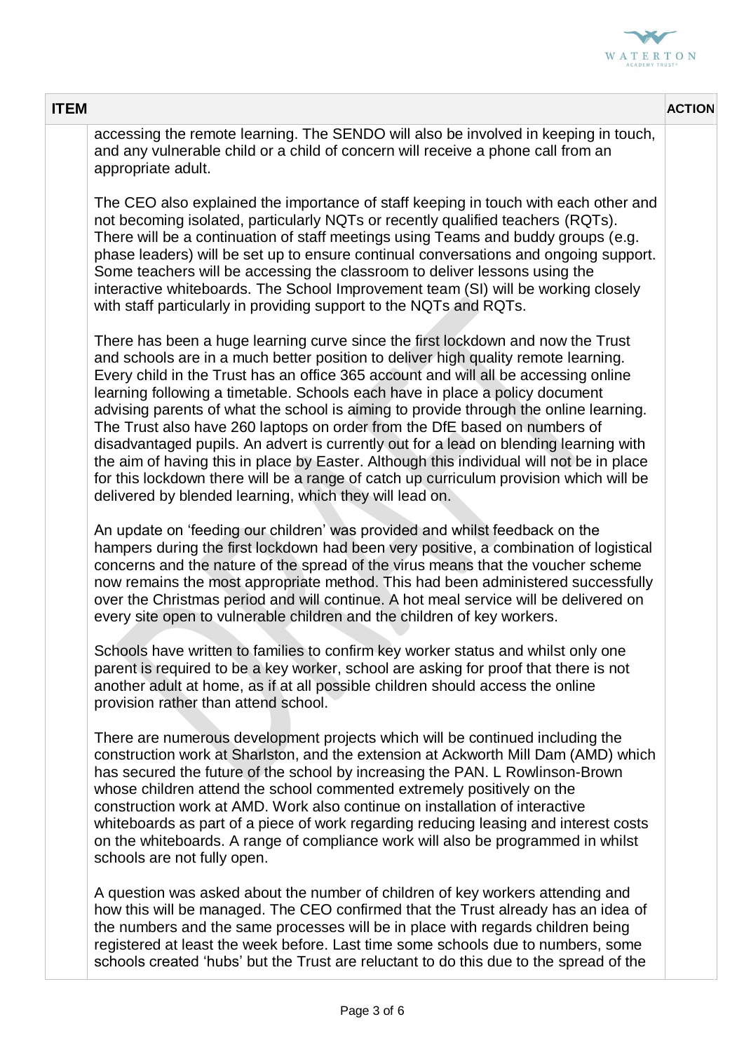| ITEM | | ACTION |
|---|---|---|
| | accessing the remote learning. The SENDO will also be involved in keeping in touch, and any vulnerable child or a child of concern will receive a phone call from an appropriate adult.<br><br>The CEO also explained the importance of staff keeping in touch with each other and not becoming isolated, particularly NQTs or recently qualified teachers (RQTs). There will be a continuation of staff meetings using Teams and buddy groups (e.g. phase leaders) will be set up to ensure continual conversations and ongoing support. Some teachers will be accessing the classroom to deliver lessons using the interactive whiteboards. The School Improvement team (SI) will be working closely with staff particularly in providing support to the NQTs and RQTs.<br><br>There has been a huge learning curve since the first lockdown and now the Trust and schools are in a much better position to deliver high quality remote learning. Every child in the Trust has an office 365 account and will all be accessing online learning following a timetable. Schools each have in place a policy document advising parents of what the school is aiming to provide through the online learning. The Trust also have 260 laptops on order from the DfE based on numbers of disadvantaged pupils. An advert is currently out for a lead on blending learning with the aim of having this in place by Easter. Although this individual will not be in place for this lockdown there will be a range of catch up curriculum provision which will be delivered by blended learning, which they will lead on.<br><br>An update on 'feeding our children' was provided and whilst feedback on the hampers during the first lockdown had been very positive, a combination of logistical concerns and the nature of the spread of the virus means that the voucher scheme now remains the most appropriate method. This had been administered successfully over the Christmas period and will continue. A hot meal service will be delivered on every site open to vulnerable children and the children of key workers.<br><br>Schools have written to families to confirm key worker status and whilst only one parent is required to be a key worker, school are asking for proof that there is not another adult at home, as if at all possible children should access the online provision rather than attend school.<br><br>There are numerous development projects which will be continued including the construction work at Sharlston, and the extension at Ackworth Mill Dam (AMD) which has secured the future of the school by increasing the PAN. L Rowlinson-Brown whose children attend the school commented extremely positively on the construction work at AMD. Work also continue on installation of interactive whiteboards as part of a piece of work regarding reducing leasing and interest costs on the whiteboards. A range of compliance work will also be programmed in whilst schools are not fully open.<br><br>A question was asked about the number of children of key workers attending and how this will be managed. The CEO confirmed that the Trust already has an idea of the numbers and the same processes will be in place with regards children being registered at least the week before. Last time some schools due to numbers, some schools created 'hubs' but the Trust are reluctant to do this due to the spread of the | |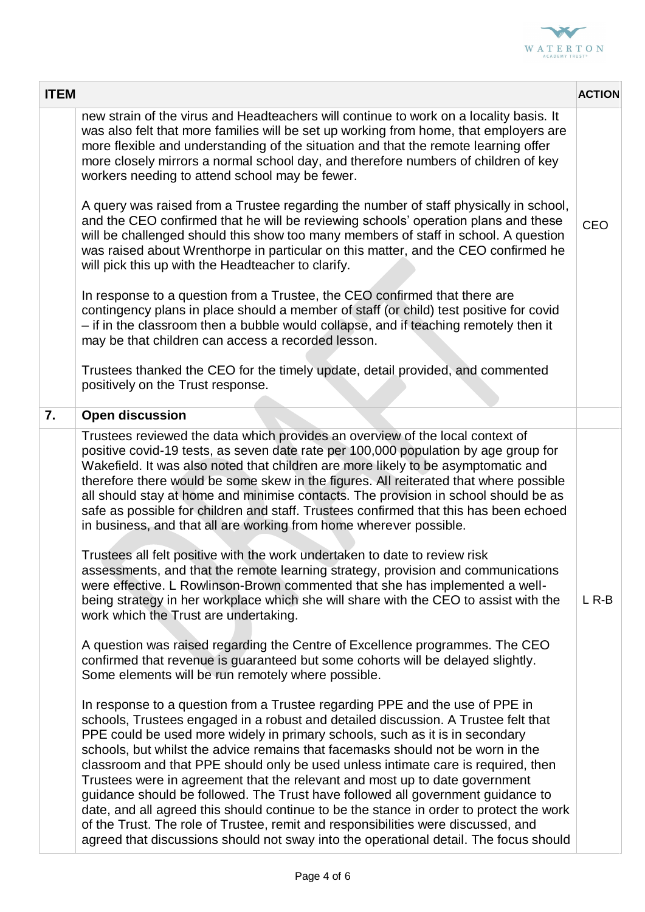| ITEM | | ACTION |
|---|---|---|
| | new strain of the virus and Headteachers will continue to work on a locality basis. It was also felt that more families will be set up working from home, that employers are more flexible and understanding of the situation and that the remote learning offer more closely mirrors a normal school day, and therefore numbers of children of key workers needing to attend school may be fewer.<br><br>A query was raised from a Trustee regarding the number of staff physically in school, and the CEO confirmed that he will be reviewing schools' operation plans and these will be challenged should this show too many members of staff in school. A question was raised about Wrenthorpe in particular on this matter, and the CEO confirmed he will pick this up with the Headteacher to clarify.<br><br>In response to a question from a Trustee, the CEO confirmed that there are contingency plans in place should a member of staff (or child) test positive for covid – if in the classroom then a bubble would collapse, and if teaching remotely then it may be that children can access a recorded lesson.<br><br>Trustees thanked the CEO for the timely update, detail provided, and commented positively on the Trust response. | CEO |
| **7.** | **Open discussion** | |
| | Trustees reviewed the data which provides an overview of the local context of positive covid-19 tests, as seven date rate per 100,000 population by age group for Wakefield. It was also noted that children are more likely to be asymptomatic and therefore there would be some skew in the figures. All reiterated that where possible all should stay at home and minimise contacts. The provision in school should be as safe as possible for children and staff. Trustees confirmed that this has been echoed in business, and that all are working from home wherever possible.<br><br>Trustees all felt positive with the work undertaken to date to review risk assessments, and that the remote learning strategy, provision and communications were effective. L Rowlinson-Brown commented that she has implemented a well-being strategy in her workplace which she will share with the CEO to assist with the work which the Trust are undertaking.<br><br>A question was raised regarding the Centre of Excellence programmes. The CEO confirmed that revenue is guaranteed but some cohorts will be delayed slightly. Some elements will be run remotely where possible.<br><br>In response to a question from a Trustee regarding PPE and the use of PPE in schools, Trustees engaged in a robust and detailed discussion. A Trustee felt that PPE could be used more widely in primary schools, such as it is in secondary schools, but whilst the advice remains that facemasks should not be worn in the classroom and that PPE should only be used unless intimate care is required, then Trustees were in agreement that the relevant and most up to date government guidance should be followed. The Trust have followed all government guidance to date, and all agreed this should continue to be the stance in order to protect the work of the Trust. The role of Trustee, remit and responsibilities were discussed, and agreed that discussions should not sway into the operational detail. The focus should | L R-B |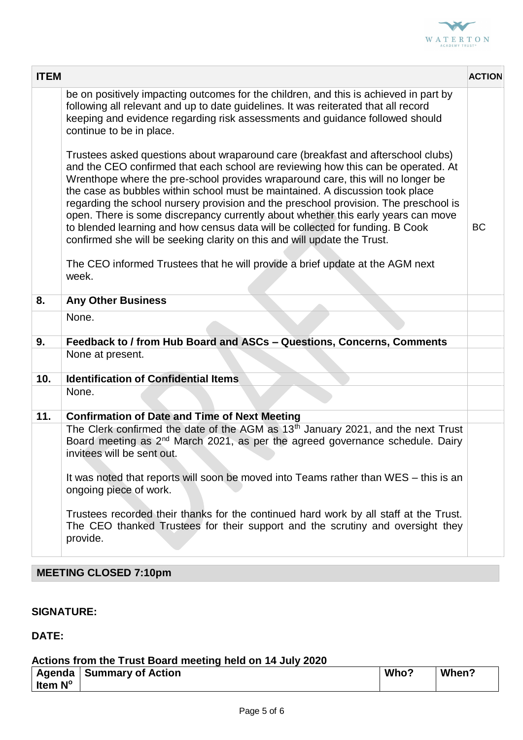| ITEM | | ACTION |
|---|---|---|
| | be on positively impacting outcomes for the children, and this is achieved in part by following all relevant and up to date guidelines. It was reiterated that all record keeping and evidence regarding risk assessments and guidance followed should continue to be in place.<br><br>Trustees asked questions about wraparound care (breakfast and afterschool clubs) and the CEO confirmed that each school are reviewing how this can be operated. At Wrenthope where the pre-school provides wraparound care, this will no longer be the case as bubbles within school must be maintained. A discussion took place regarding the school nursery provision and the preschool provision. The preschool is open. There is some discrepancy currently about whether this early years can move to blended learning and how census data will be collected for funding. B Cook confirmed she will be seeking clarity on this and will update the Trust.<br><br>The CEO informed Trustees that he will provide a brief update at the AGM next week. | BC |
| **8.** | **Any Other Business** | |
| | None. | |
| **9.** | **Feedback to / from Hub Board and ASCs – Questions, Concerns, Comments** | |
| | None at present. | |
| **10.** | **Identification of Confidential Items** | |
| | None. | |
| **11.** | **Confirmation of Date and Time of Next Meeting** | |
| | The Clerk confirmed the date of the AGM as 13th January 2021, and the next Trust Board meeting as 2nd March 2021, as per the agreed governance schedule. Dairy invitees will be sent out.<br><br>It was noted that reports will soon be moved into Teams rather than WES – this is an ongoing piece of work.<br><br>Trustees recorded their thanks for the continued hard work by all staff at the Trust. The CEO thanked Trustees for their support and the scrutiny and oversight they provide. | |

**MEETING CLOSED 7:10pm**

**SIGNATURE:**

**DATE:**

**Actions from the Trust Board meeting held on 14 July 2020**

| Agenda Item N° | Summary of Action | Who? | When? |
|---|---|---|---|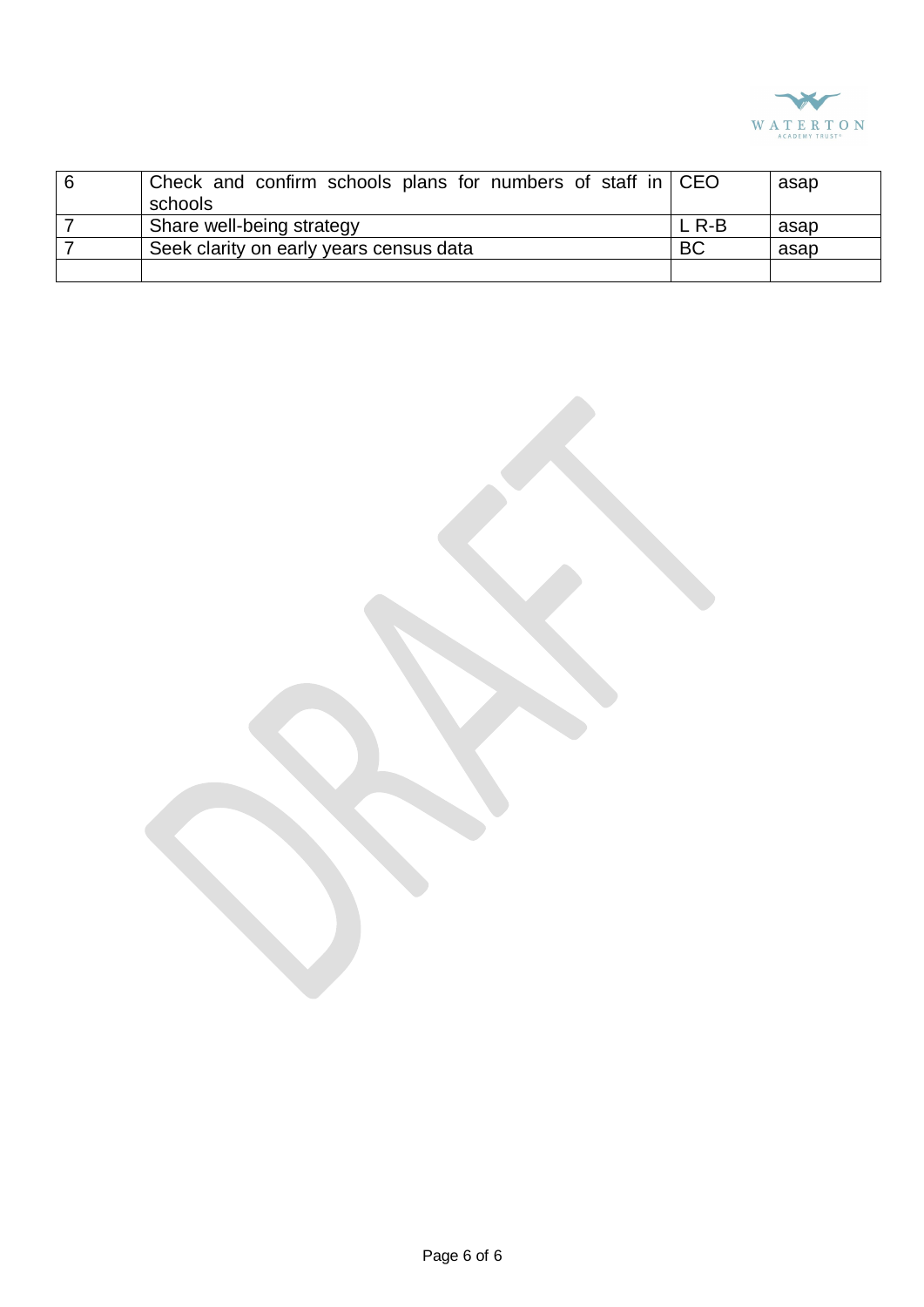| | | | |
|---|---|---|---|
| 6 | Check and confirm schools plans for numbers of staff in schools | CEO | asap |
| 7 | Share well-being strategy | L R-B | asap |
| 7 | Seek clarity on early years census data | BC | asap |
| | | | |